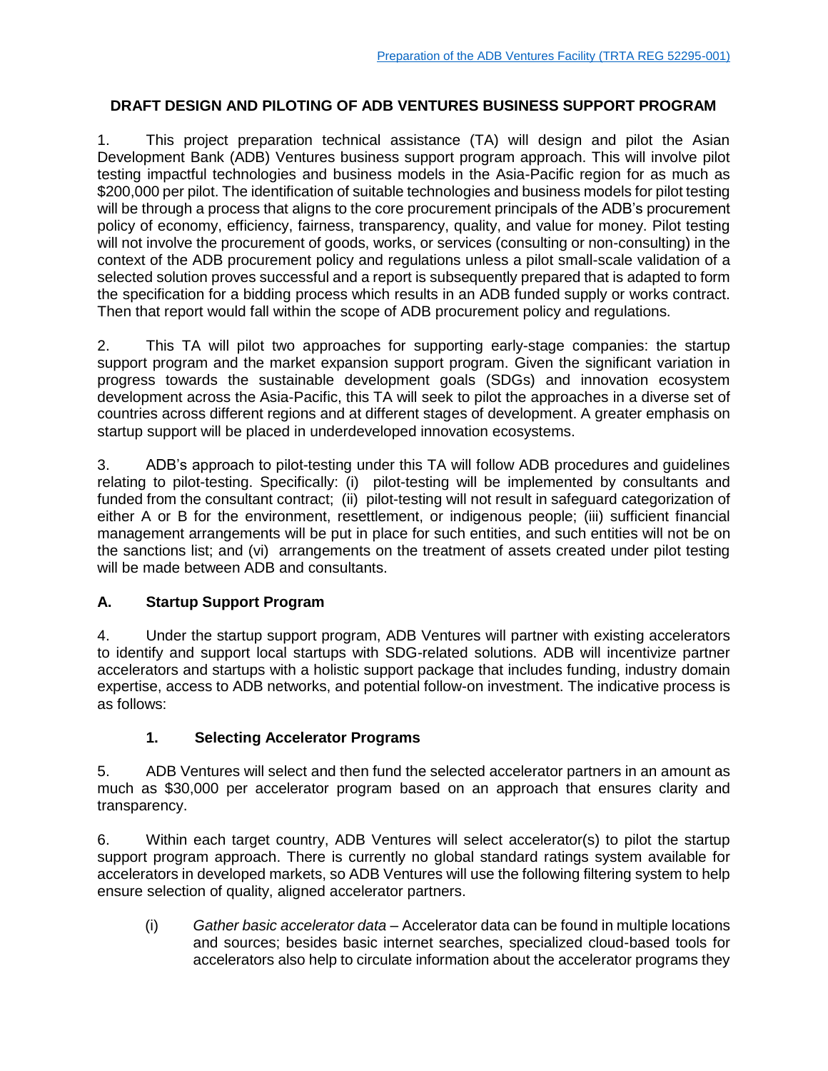Preparation of the ADB Ventures Facility (TRTA REG 52295-001)

## DRAFT DESIGN AND PILOTING OF ADB VENTURES BUSINESS SUPPORT PROGRAM

1. This project preparation technical assistance (TA) will design and pilot the Asian Development Bank (ADB) Ventures business support program approach. This will involve pilot testing impactful technologies and business models in the Asia-Pacific region for as much as $200,000 per pilot. The identification of suitable technologies and business models for pilot testing will be through a process that aligns to the core procurement principals of the ADB's procurement policy of economy, efficiency, fairness, transparency, quality, and value for money. Pilot testing will not involve the procurement of goods, works, or services (consulting or non-consulting) in the context of the ADB procurement policy and regulations unless a pilot small-scale validation of a selected solution proves successful and a report is subsequently prepared that is adapted to form the specification for a bidding process which results in an ADB funded supply or works contract. Then that report would fall within the scope of ADB procurement policy and regulations.

2. This TA will pilot two approaches for supporting early-stage companies: the startup support program and the market expansion support program. Given the significant variation in progress towards the sustainable development goals (SDGs) and innovation ecosystem development across the Asia-Pacific, this TA will seek to pilot the approaches in a diverse set of countries across different regions and at different stages of development. A greater emphasis on startup support will be placed in underdeveloped innovation ecosystems.

3. ADB's approach to pilot-testing under this TA will follow ADB procedures and guidelines relating to pilot-testing. Specifically: (i) pilot-testing will be implemented by consultants and funded from the consultant contract; (ii) pilot-testing will not result in safeguard categorization of either A or B for the environment, resettlement, or indigenous people; (iii) sufficient financial management arrangements will be put in place for such entities, and such entities will not be on the sanctions list; and (vi) arrangements on the treatment of assets created under pilot testing will be made between ADB and consultants.

### A. Startup Support Program

4. Under the startup support program, ADB Ventures will partner with existing accelerators to identify and support local startups with SDG-related solutions. ADB will incentivize partner accelerators and startups with a holistic support package that includes funding, industry domain expertise, access to ADB networks, and potential follow-on investment. The indicative process is as follows:

#### 1. Selecting Accelerator Programs

5. ADB Ventures will select and then fund the selected accelerator partners in an amount as much as $30,000 per accelerator program based on an approach that ensures clarity and transparency.

6. Within each target country, ADB Ventures will select accelerator(s) to pilot the startup support program approach. There is currently no global standard ratings system available for accelerators in developed markets, so ADB Ventures will use the following filtering system to help ensure selection of quality, aligned accelerator partners.

(i) *Gather basic accelerator data* – Accelerator data can be found in multiple locations and sources; besides basic internet searches, specialized cloud-based tools for accelerators also help to circulate information about the accelerator programs they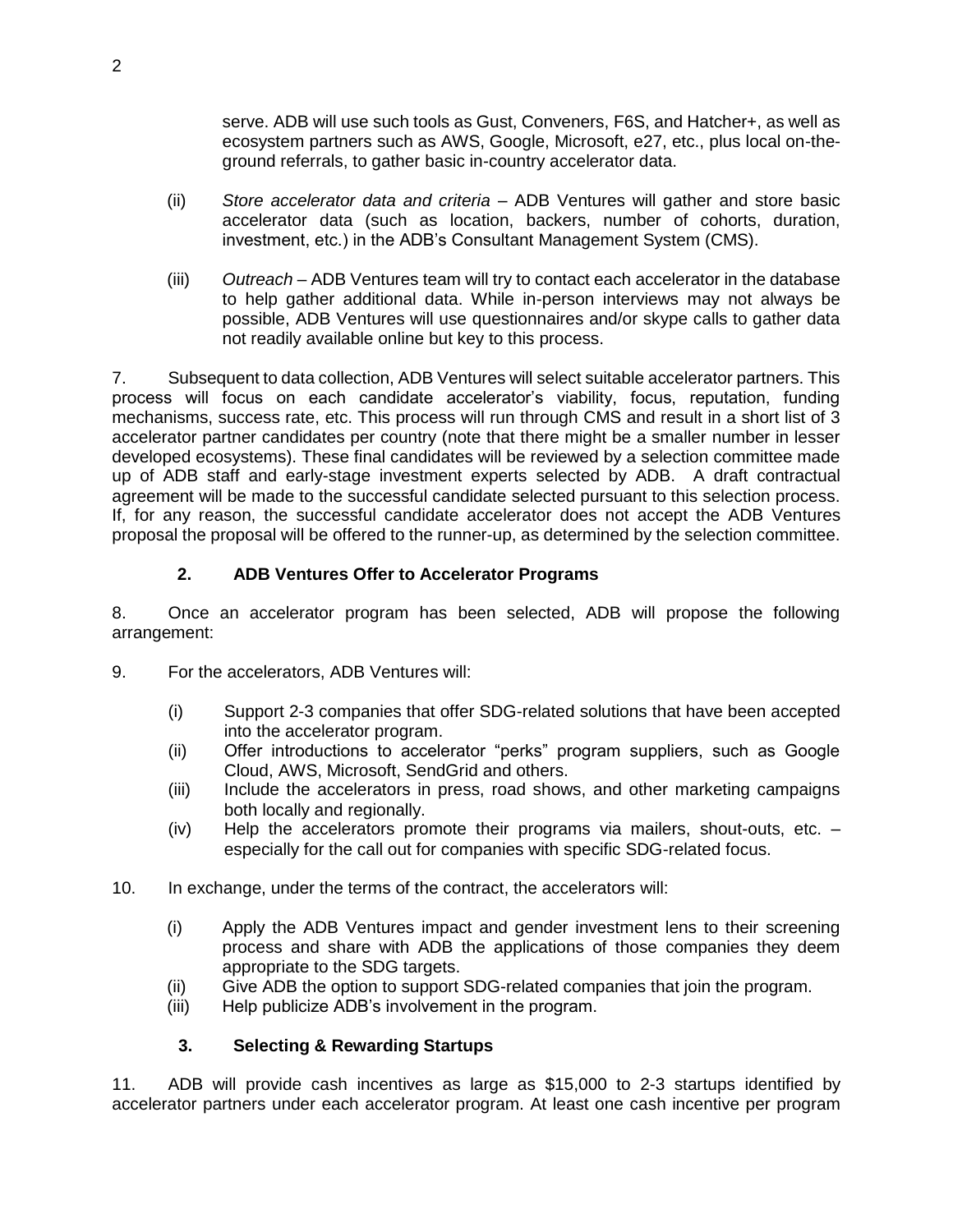serve. ADB will use such tools as Gust, Conveners, F6S, and Hatcher+, as well as ecosystem partners such as AWS, Google, Microsoft, e27, etc., plus local on-the-ground referrals, to gather basic in-country accelerator data.

(ii) *Store accelerator data and criteria* – ADB Ventures will gather and store basic accelerator data (such as location, backers, number of cohorts, duration, investment, etc.) in the ADB's Consultant Management System (CMS).

(iii) *Outreach* – ADB Ventures team will try to contact each accelerator in the database to help gather additional data. While in-person interviews may not always be possible, ADB Ventures will use questionnaires and/or skype calls to gather data not readily available online but key to this process.

7. Subsequent to data collection, ADB Ventures will select suitable accelerator partners. This process will focus on each candidate accelerator's viability, focus, reputation, funding mechanisms, success rate, etc. This process will run through CMS and result in a short list of 3 accelerator partner candidates per country (note that there might be a smaller number in lesser developed ecosystems). These final candidates will be reviewed by a selection committee made up of ADB staff and early-stage investment experts selected by ADB. A draft contractual agreement will be made to the successful candidate selected pursuant to this selection process. If, for any reason, the successful candidate accelerator does not accept the ADB Ventures proposal the proposal will be offered to the runner-up, as determined by the selection committee.

### 2. ADB Ventures Offer to Accelerator Programs

8. Once an accelerator program has been selected, ADB will propose the following arrangement:

9. For the accelerators, ADB Ventures will:

(i) Support 2-3 companies that offer SDG-related solutions that have been accepted into the accelerator program.
(ii) Offer introductions to accelerator "perks" program suppliers, such as Google Cloud, AWS, Microsoft, SendGrid and others.
(iii) Include the accelerators in press, road shows, and other marketing campaigns both locally and regionally.
(iv) Help the accelerators promote their programs via mailers, shout-outs, etc. – especially for the call out for companies with specific SDG-related focus.

10. In exchange, under the terms of the contract, the accelerators will:

(i) Apply the ADB Ventures impact and gender investment lens to their screening process and share with ADB the applications of those companies they deem appropriate to the SDG targets.
(ii) Give ADB the option to support SDG-related companies that join the program.
(iii) Help publicize ADB's involvement in the program.

### 3. Selecting & Rewarding Startups

11. ADB will provide cash incentives as large as $15,000 to 2-3 startups identified by accelerator partners under each accelerator program. At least one cash incentive per program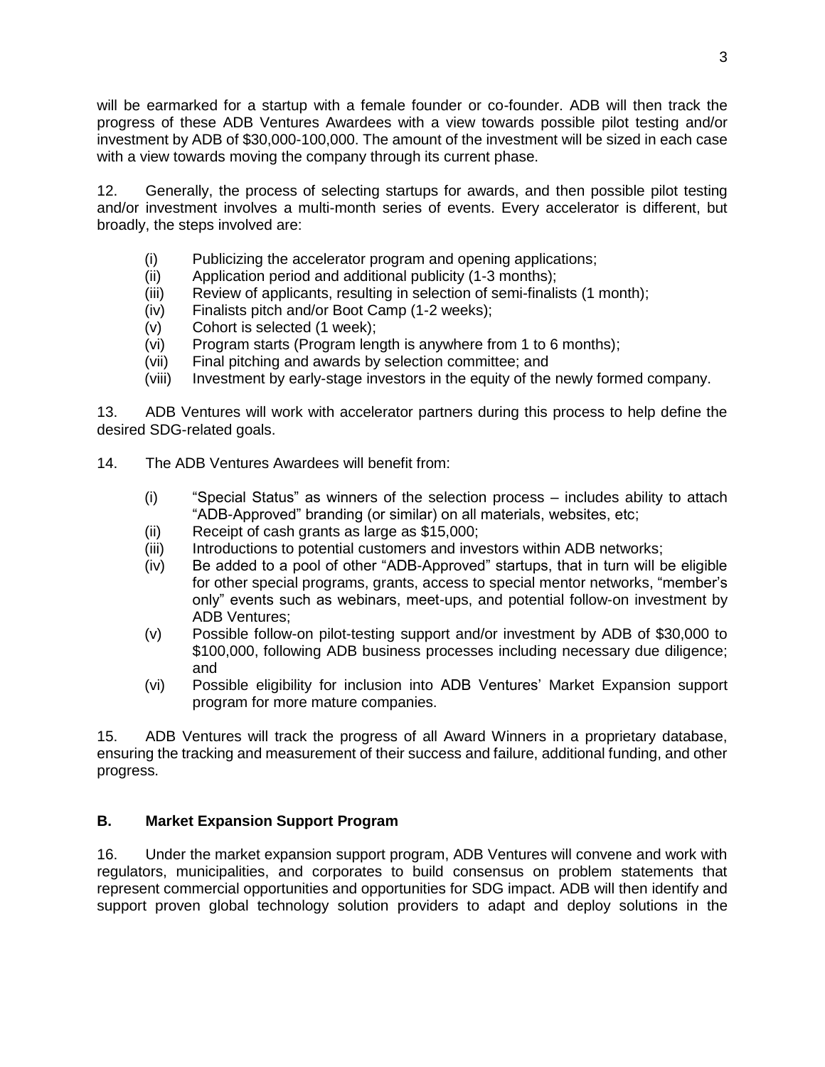will be earmarked for a startup with a female founder or co-founder. ADB will then track the progress of these ADB Ventures Awardees with a view towards possible pilot testing and/or investment by ADB of $30,000-100,000. The amount of the investment will be sized in each case with a view towards moving the company through its current phase.

12. Generally, the process of selecting startups for awards, and then possible pilot testing and/or investment involves a multi-month series of events. Every accelerator is different, but broadly, the steps involved are:

(i) Publicizing the accelerator program and opening applications;
(ii) Application period and additional publicity (1-3 months);
(iii) Review of applicants, resulting in selection of semi-finalists (1 month);
(iv) Finalists pitch and/or Boot Camp (1-2 weeks);
(v) Cohort is selected (1 week);
(vi) Program starts (Program length is anywhere from 1 to 6 months);
(vii) Final pitching and awards by selection committee; and
(viii) Investment by early-stage investors in the equity of the newly formed company.

13. ADB Ventures will work with accelerator partners during this process to help define the desired SDG-related goals.

14. The ADB Ventures Awardees will benefit from:

(i) "Special Status" as winners of the selection process – includes ability to attach "ADB-Approved" branding (or similar) on all materials, websites, etc;
(ii) Receipt of cash grants as large as $15,000;
(iii) Introductions to potential customers and investors within ADB networks;
(iv) Be added to a pool of other "ADB-Approved" startups, that in turn will be eligible for other special programs, grants, access to special mentor networks, "member's only" events such as webinars, meet-ups, and potential follow-on investment by ADB Ventures;
(v) Possible follow-on pilot-testing support and/or investment by ADB of $30,000 to $100,000, following ADB business processes including necessary due diligence; and
(vi) Possible eligibility for inclusion into ADB Ventures' Market Expansion support program for more mature companies.

15. ADB Ventures will track the progress of all Award Winners in a proprietary database, ensuring the tracking and measurement of their success and failure, additional funding, and other progress.

### B. Market Expansion Support Program

16. Under the market expansion support program, ADB Ventures will convene and work with regulators, municipalities, and corporates to build consensus on problem statements that represent commercial opportunities and opportunities for SDG impact. ADB will then identify and support proven global technology solution providers to adapt and deploy solutions in the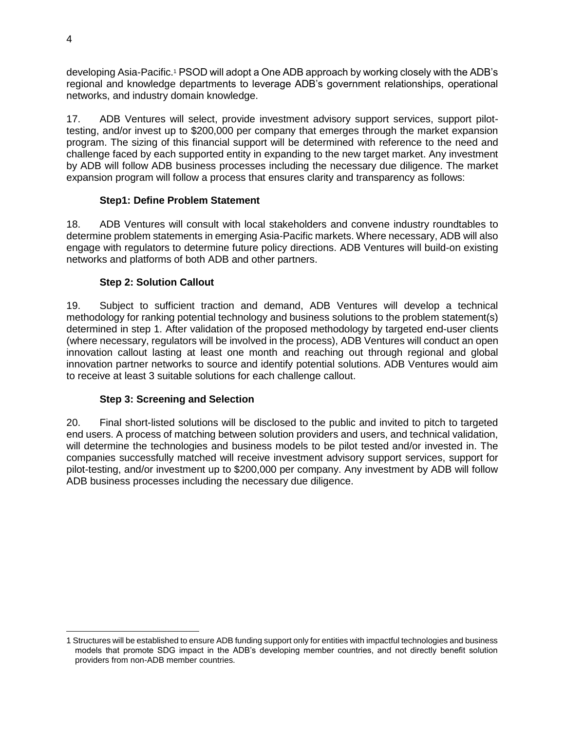developing Asia-Pacific.[1] PSOD will adopt a One ADB approach by working closely with the ADB's regional and knowledge departments to leverage ADB's government relationships, operational networks, and industry domain knowledge.

17. ADB Ventures will select, provide investment advisory support services, support pilot-testing, and/or invest up to $200,000 per company that emerges through the market expansion program. The sizing of this financial support will be determined with reference to the need and challenge faced by each supported entity in expanding to the new target market. Any investment by ADB will follow ADB business processes including the necessary due diligence. The market expansion program will follow a process that ensures clarity and transparency as follows:

**Step1: Define Problem Statement**

18. ADB Ventures will consult with local stakeholders and convene industry roundtables to determine problem statements in emerging Asia-Pacific markets. Where necessary, ADB will also engage with regulators to determine future policy directions. ADB Ventures will build-on existing networks and platforms of both ADB and other partners.

**Step 2: Solution Callout**

19. Subject to sufficient traction and demand, ADB Ventures will develop a technical methodology for ranking potential technology and business solutions to the problem statement(s) determined in step 1. After validation of the proposed methodology by targeted end-user clients (where necessary, regulators will be involved in the process), ADB Ventures will conduct an open innovation callout lasting at least one month and reaching out through regional and global innovation partner networks to source and identify potential solutions. ADB Ventures would aim to receive at least 3 suitable solutions for each challenge callout.

**Step 3: Screening and Selection**

20. Final short-listed solutions will be disclosed to the public and invited to pitch to targeted end users. A process of matching between solution providers and users, and technical validation, will determine the technologies and business models to be pilot tested and/or invested in. The companies successfully matched will receive investment advisory support services, support for pilot-testing, and/or investment up to $200,000 per company. Any investment by ADB will follow ADB business processes including the necessary due diligence.

---

[1] Structures will be established to ensure ADB funding support only for entities with impactful technologies and business models that promote SDG impact in the ADB's developing member countries, and not directly benefit solution providers from non-ADB member countries.